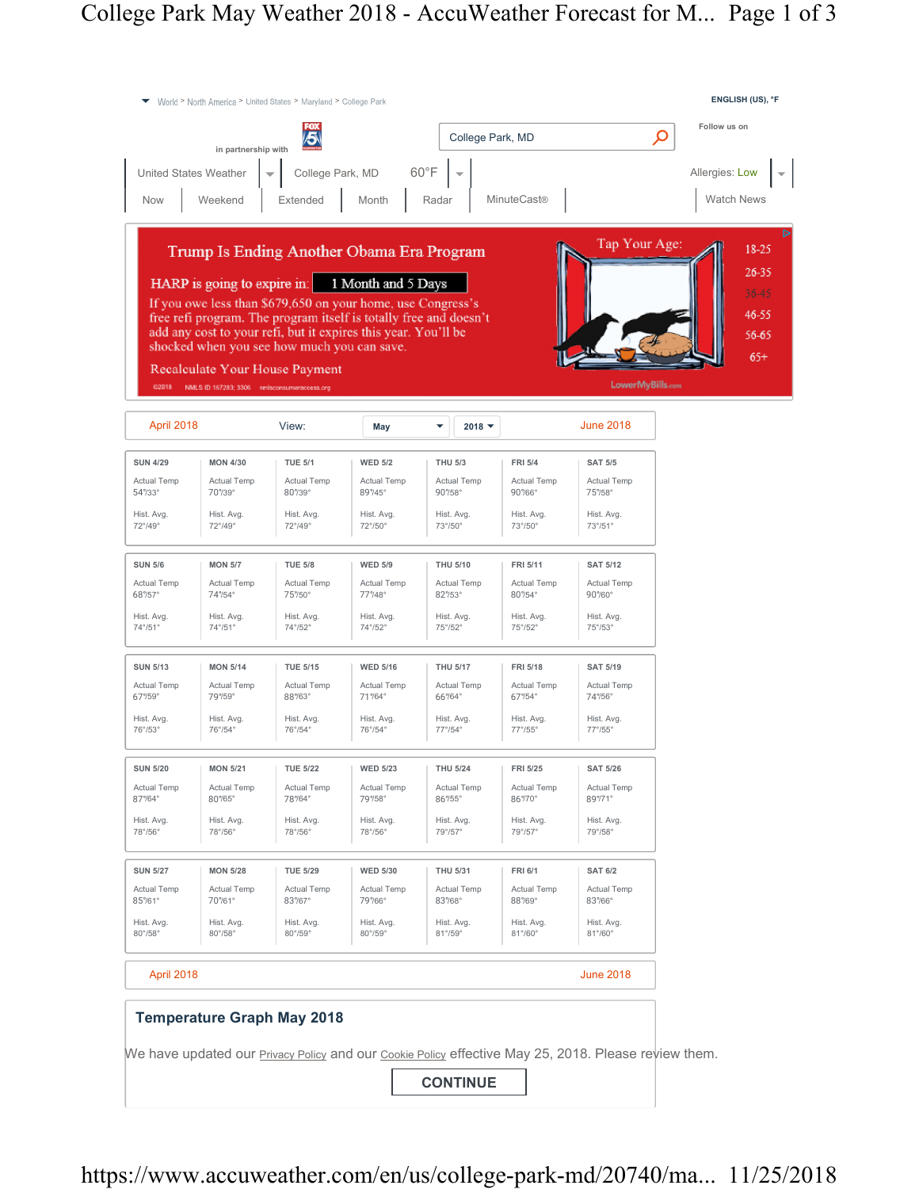World > North America > United States > Maryland > College Park

ENGLISH (US), °F

in partnership with

College Park, MD

Follow us on

United States Weather | College Park, MD | 60°F | Allergies: Low

Now | Weekend | Extended | Month | Radar | MinuteCast® | Watch News

Trump Is Ending Another Obama Era Program

HARP is going to expire in: 1 Month and 5 Days

If you owe less than $679,650 on your home, use Congress's free refi program. The program itself is totally free and doesn't add any cost to your refi, but it expires this year. You'll be shocked when you see how much you can save.

Recalculate Your House Payment

©2018 NMLS ID 167283; 3306 nmlsconsumeraccess.org

Tap Your Age: 18-25 | 26-35 | 36-45 | 46-55 | 56-65 | 65+

LowerMyBills.com

April 2018 | View: May | 2018 | June 2018

| SUN 4/29 | MON 4/30 | TUE 5/1 | WED 5/2 | THU 5/3 | FRI 5/4 | SAT 5/5 |
|---|---|---|---|---|---|---|
| Actual Temp 54°/33° | Actual Temp 70°/39° | Actual Temp 80°/39° | Actual Temp 89°/45° | Actual Temp 90°/58° | Actual Temp 90°/66° | Actual Temp 75°/58° |
| Hist. Avg. 72°/49° | Hist. Avg. 72°/49° | Hist. Avg. 72°/49° | Hist. Avg. 72°/50° | Hist. Avg. 73°/50° | Hist. Avg. 73°/50° | Hist. Avg. 73°/51° |
| **SUN 5/6** | **MON 5/7** | **TUE 5/8** | **WED 5/9** | **THU 5/10** | **FRI 5/11** | **SAT 5/12** |
| Actual Temp 68°/57° | Actual Temp 74°/54° | Actual Temp 75°/50° | Actual Temp 77°/48° | Actual Temp 82°/53° | Actual Temp 80°/54° | Actual Temp 90°/60° |
| Hist. Avg. 74°/51° | Hist. Avg. 74°/51° | Hist. Avg. 74°/52° | Hist. Avg. 74°/52° | Hist. Avg. 75°/52° | Hist. Avg. 75°/52° | Hist. Avg. 75°/53° |
| **SUN 5/13** | **MON 5/14** | **TUE 5/15** | **WED 5/16** | **THU 5/17** | **FRI 5/18** | **SAT 5/19** |
| Actual Temp 67°/59° | Actual Temp 79°/59° | Actual Temp 88°/63° | Actual Temp 71°/64° | Actual Temp 66°/64° | Actual Temp 67°/54° | Actual Temp 74°/56° |
| Hist. Avg. 76°/53° | Hist. Avg. 76°/54° | Hist. Avg. 76°/54° | Hist. Avg. 76°/54° | Hist. Avg. 77°/54° | Hist. Avg. 77°/55° | Hist. Avg. 77°/55° |
| **SUN 5/20** | **MON 5/21** | **TUE 5/22** | **WED 5/23** | **THU 5/24** | **FRI 5/25** | **SAT 5/26** |
| Actual Temp 87°/64° | Actual Temp 80°/65° | Actual Temp 78°/64° | Actual Temp 79°/58° | Actual Temp 86°/55° | Actual Temp 86°/70° | Actual Temp 89°/71° |
| Hist. Avg. 78°/56° | Hist. Avg. 78°/56° | Hist. Avg. 78°/56° | Hist. Avg. 78°/56° | Hist. Avg. 79°/57° | Hist. Avg. 79°/57° | Hist. Avg. 79°/58° |
| **SUN 5/27** | **MON 5/28** | **TUE 5/29** | **WED 5/30** | **THU 5/31** | **FRI 6/1** | **SAT 6/2** |
| Actual Temp 85°/61° | Actual Temp 70°/61° | Actual Temp 83°/67° | Actual Temp 79°/66° | Actual Temp 83°/68° | Actual Temp 88°/69° | Actual Temp 83°/66° |
| Hist. Avg. 80°/58° | Hist. Avg. 80°/58° | Hist. Avg. 80°/59° | Hist. Avg. 80°/59° | Hist. Avg. 81°/59° | Hist. Avg. 81°/60° | Hist. Avg. 81°/60° |

April 2018 | June 2018

## Temperature Graph May 2018

We have updated our Privacy Policy and our Cookie Policy effective May 25, 2018. Please review them.

CONTINUE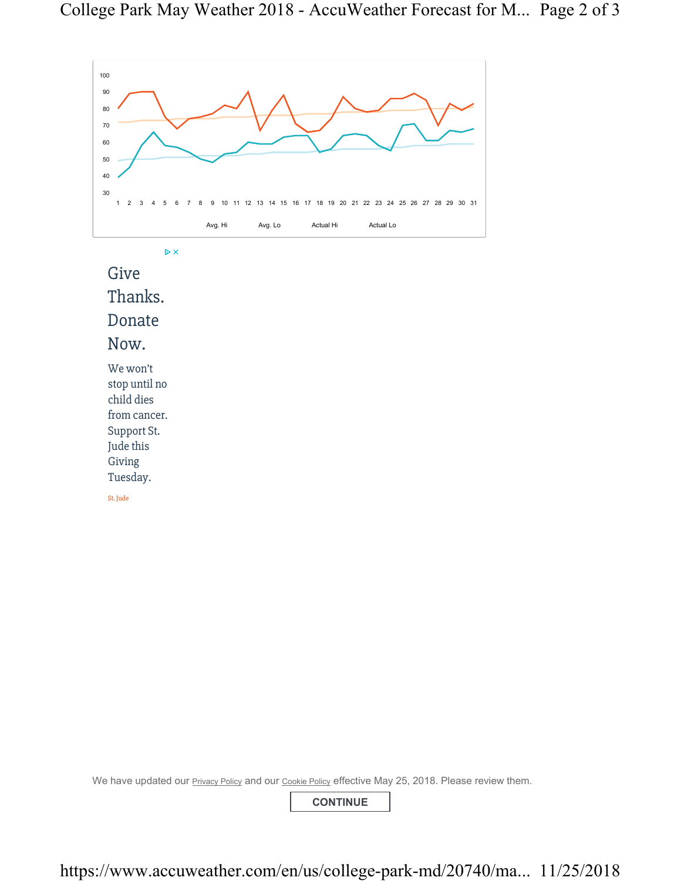100
90
80
70
60
50
40
30

1 2 3 4 5 6 7 8 9 10 11 12 13 14 15 16 17 18 19 20 21 22 23 24 25 26 27 28 29 30 31

Avg. Hi Avg. Lo Actual Hi Actual Lo

Give Thanks. Donate Now.

We won't stop until no child dies from cancer. Support St. Jude this Giving Tuesday.

St. Jude

We have updated our Privacy Policy and our Cookie Policy effective May 25, 2018. Please review them.

CONTINUE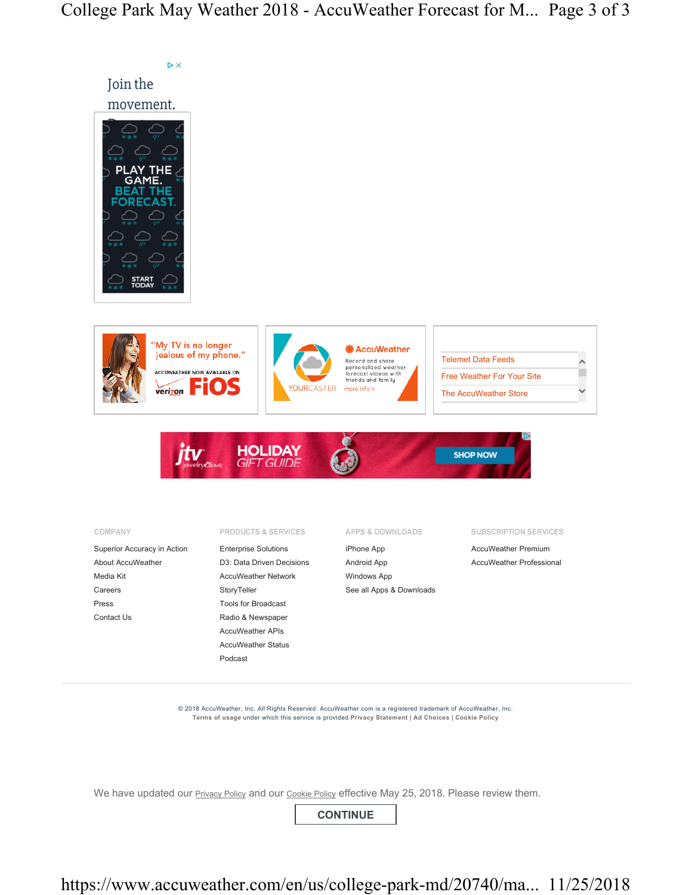Join the movement.

PLAY THE GAME. BEAT THE FORECAST.

START TODAY

"My TV is no longer jealous of my phone."

ACCUWEATHER NOW AVAILABLE ON verizon FiOS

AccuWeather

YOURCASTER

Record and share personalized weather forecast videos with friends and family

more info >

Telemet Data Feeds

Free Weather For Your Site

The AccuWeather Store

jtv jewelry love HOLIDAY GIFT GUIDE SHOP NOW

COMPANY

- Superior Accuracy in Action
- About AccuWeather
- Media Kit
- Careers
- Press
- Contact Us

PRODUCTS & SERVICES

- Enterprise Solutions
- D3: Data Driven Decisions
- AccuWeather Network
- StoryTeller
- Tools for Broadcast
- Radio & Newspaper
- AccuWeather APIs
- AccuWeather Status
- Podcast

APPS & DOWNLOADS

- iPhone App
- Android App
- Windows App
- See all Apps & Downloads

SUBSCRIPTION SERVICES

- AccuWeather Premium
- AccuWeather Professional

© 2018 AccuWeather, Inc. All Rights Reserved. AccuWeather.com is a registered trademark of AccuWeather, Inc.
Terms of usage under which this service is provided Privacy Statement | Ad Choices | Cookie Policy

We have updated our Privacy Policy and our Cookie Policy effective May 25, 2018. Please review them.

CONTINUE